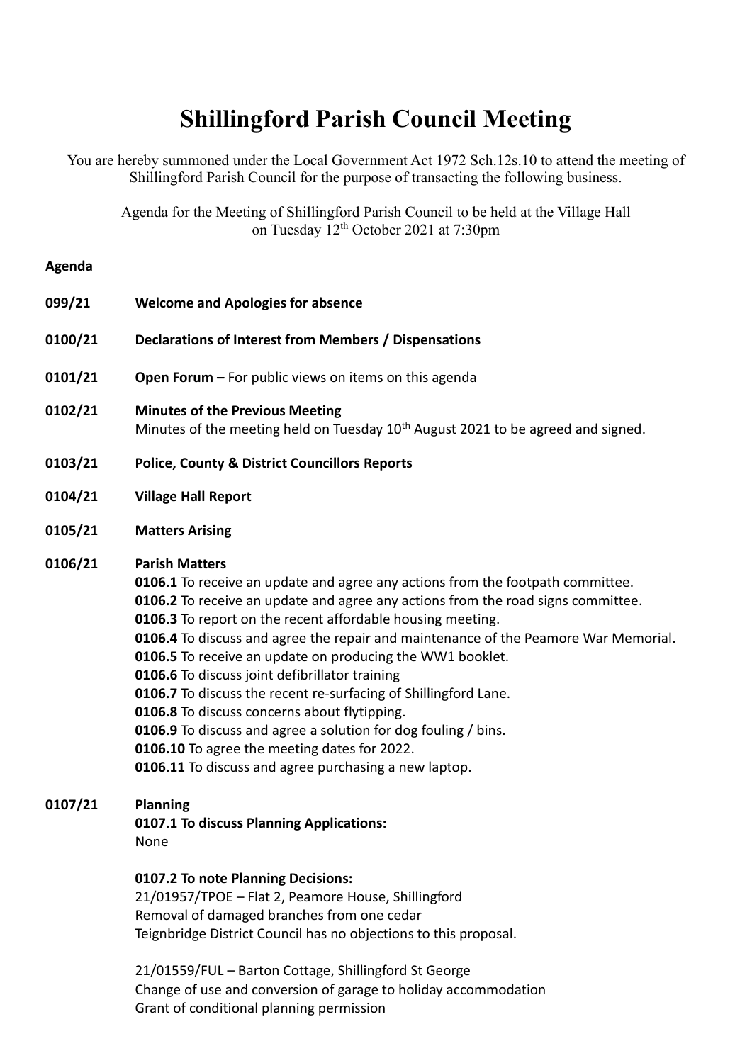# Shillingford Parish Council Meeting

You are hereby summoned under the Local Government Act 1972 Sch.12s.10 to attend the meeting of Shillingford Parish Council for the purpose of transacting the following business.

Agenda for the Meeting of Shillingford Parish Council to be held at the Village Hall on Tuesday 12th October 2021 at 7:30pm

**Agenda**

**099/21** **Welcome and Apologies for absence**

**0100/21** **Declarations of Interest from Members / Dispensations**

**0101/21** **Open Forum –** For public views on items on this agenda

**0102/21** **Minutes of the Previous Meeting**
Minutes of the meeting held on Tuesday 10th August 2021 to be agreed and signed.

**0103/21** **Police, County & District Councillors Reports**

**0104/21** **Village Hall Report**

**0105/21** **Matters Arising**

**0106/21** **Parish Matters**

**0106.1** To receive an update and agree any actions from the footpath committee.
**0106.2** To receive an update and agree any actions from the road signs committee.
**0106.3** To report on the recent affordable housing meeting.
**0106.4** To discuss and agree the repair and maintenance of the Peamore War Memorial.
**0106.5** To receive an update on producing the WW1 booklet.
**0106.6** To discuss joint defibrillator training
**0106.7** To discuss the recent re-surfacing of Shillingford Lane.
**0106.8** To discuss concerns about flytipping.
**0106.9** To discuss and agree a solution for dog fouling / bins.
**0106.10** To agree the meeting dates for 2022.
**0106.11** To discuss and agree purchasing a new laptop.

**0107/21** **Planning**

**0107.1 To discuss Planning Applications:**
None

**0107.2 To note Planning Decisions:**

21/01957/TPOE – Flat 2, Peamore House, Shillingford
Removal of damaged branches from one cedar
Teignbridge District Council has no objections to this proposal.

21/01559/FUL – Barton Cottage, Shillingford St George
Change of use and conversion of garage to holiday accommodation
Grant of conditional planning permission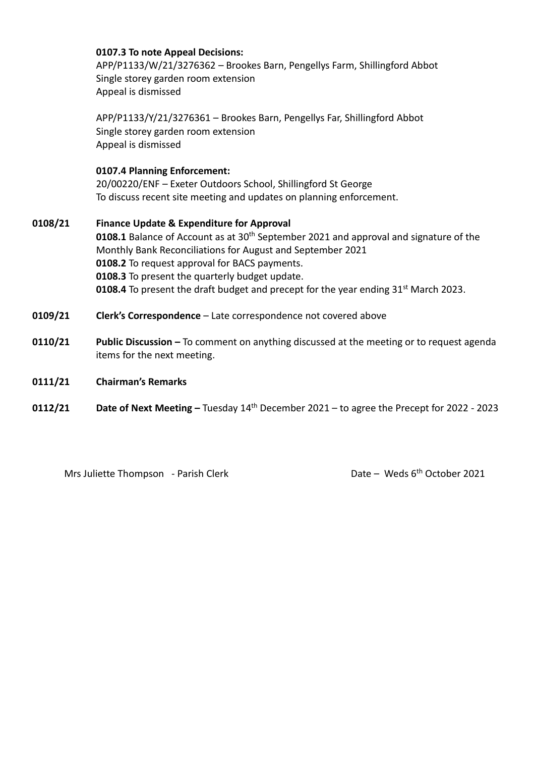**0107.3 To note Appeal Decisions:**

APP/P1133/W/21/3276362 – Brookes Barn, Pengellys Farm, Shillingford Abbot
Single storey garden room extension
Appeal is dismissed

APP/P1133/Y/21/3276361 – Brookes Barn, Pengellys Far, Shillingford Abbot
Single storey garden room extension
Appeal is dismissed

**0107.4 Planning Enforcement:**

20/00220/ENF – Exeter Outdoors School, Shillingford St George
To discuss recent site meeting and updates on planning enforcement.

**0108/21 Finance Update & Expenditure for Approval**

**0108.1** Balance of Account as at 30th September 2021 and approval and signature of the Monthly Bank Reconciliations for August and September 2021
**0108.2** To request approval for BACS payments.
**0108.3** To present the quarterly budget update.
**0108.4** To present the draft budget and precept for the year ending 31st March 2023.

**0109/21 Clerk's Correspondence** – Late correspondence not covered above

**0110/21 Public Discussion –** To comment on anything discussed at the meeting or to request agenda items for the next meeting.

**0111/21 Chairman's Remarks**

**0112/21 Date of Next Meeting –** Tuesday 14th December 2021 – to agree the Precept for 2022 - 2023

Mrs Juliette Thompson - Parish Clerk

Date – Weds 6th October 2021